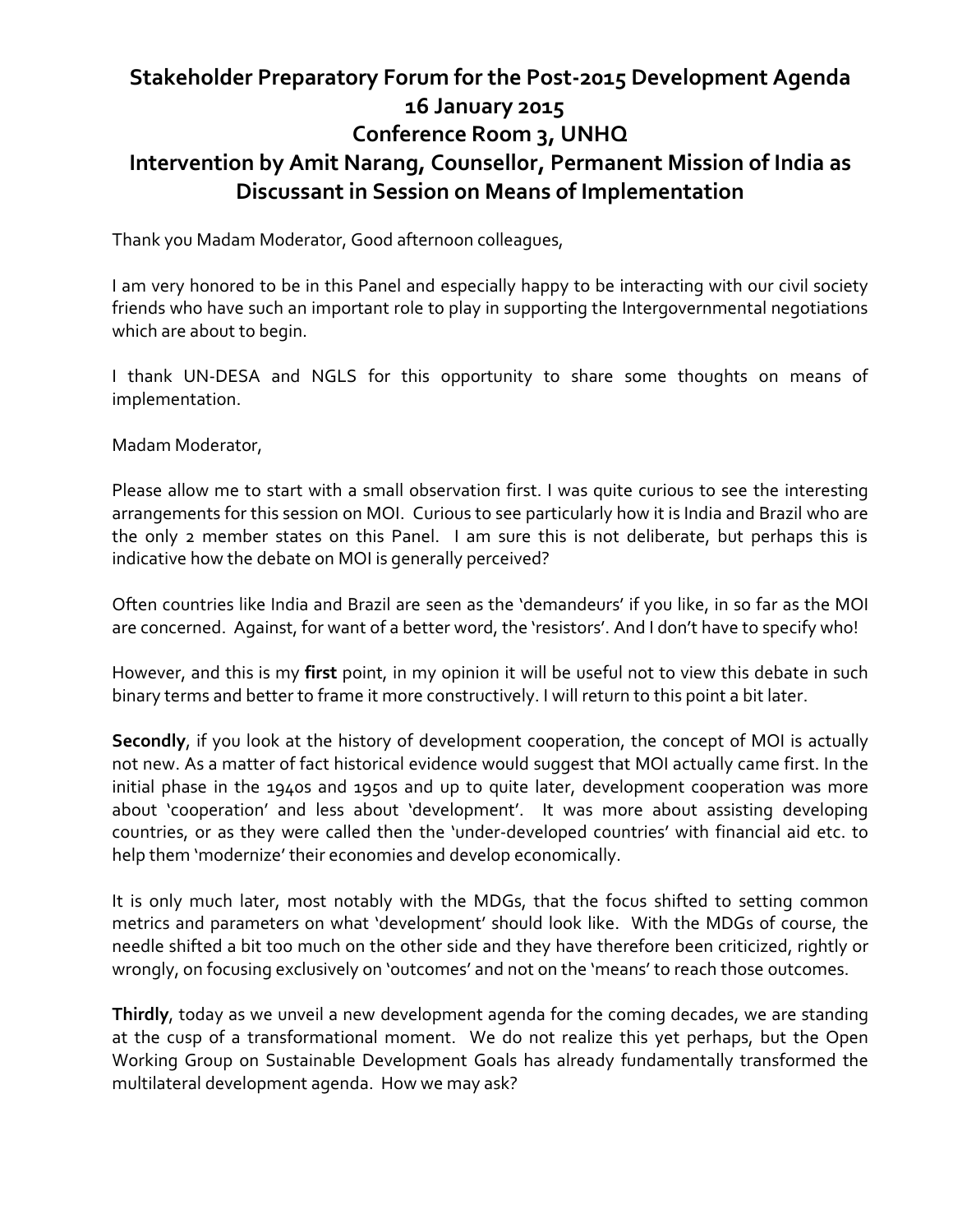# Stakeholder Preparatory Forum for the Post-2015 Development Agenda
# 16 January 2015
# Conference Room 3, UNHQ
# Intervention by Amit Narang, Counsellor, Permanent Mission of India as Discussant in Session on Means of Implementation

Thank you Madam Moderator, Good afternoon colleagues,

I am very honored to be in this Panel and especially happy to be interacting with our civil society friends who have such an important role to play in supporting the Intergovernmental negotiations which are about to begin.

I thank UN-DESA and NGLS for this opportunity to share some thoughts on means of implementation.

Madam Moderator,

Please allow me to start with a small observation first. I was quite curious to see the interesting arrangements for this session on MOI. Curious to see particularly how it is India and Brazil who are the only 2 member states on this Panel. I am sure this is not deliberate, but perhaps this is indicative how the debate on MOI is generally perceived?

Often countries like India and Brazil are seen as the 'demandeurs' if you like, in so far as the MOI are concerned. Against, for want of a better word, the 'resistors'. And I don't have to specify who!

However, and this is my **first** point, in my opinion it will be useful not to view this debate in such binary terms and better to frame it more constructively. I will return to this point a bit later.

**Secondly**, if you look at the history of development cooperation, the concept of MOI is actually not new. As a matter of fact historical evidence would suggest that MOI actually came first. In the initial phase in the 1940s and 1950s and up to quite later, development cooperation was more about 'cooperation' and less about 'development'. It was more about assisting developing countries, or as they were called then the 'under-developed countries' with financial aid etc. to help them 'modernize' their economies and develop economically.

It is only much later, most notably with the MDGs, that the focus shifted to setting common metrics and parameters on what 'development' should look like. With the MDGs of course, the needle shifted a bit too much on the other side and they have therefore been criticized, rightly or wrongly, on focusing exclusively on 'outcomes' and not on the 'means' to reach those outcomes.

**Thirdly**, today as we unveil a new development agenda for the coming decades, we are standing at the cusp of a transformational moment. We do not realize this yet perhaps, but the Open Working Group on Sustainable Development Goals has already fundamentally transformed the multilateral development agenda. How we may ask?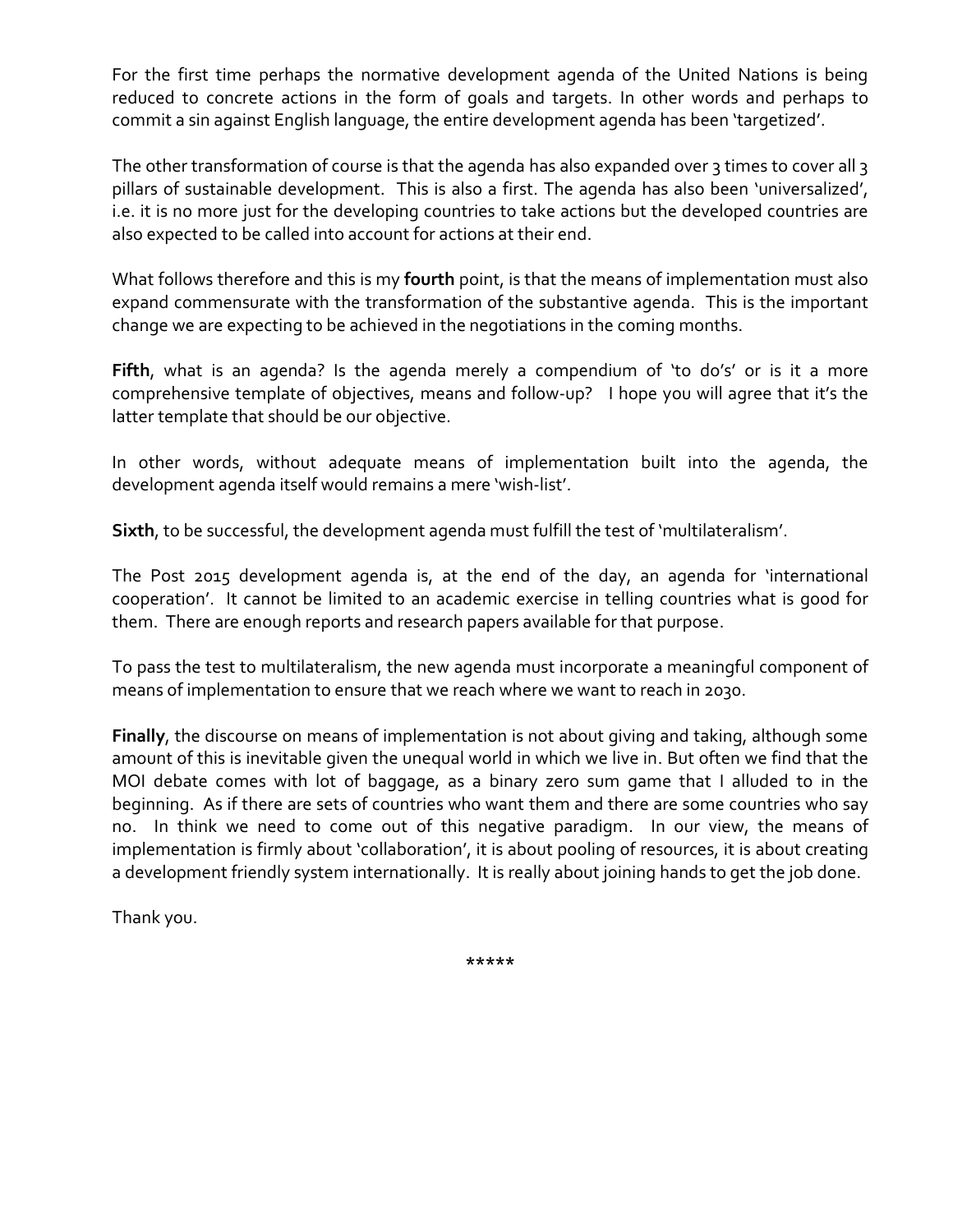For the first time perhaps the normative development agenda of the United Nations is being reduced to concrete actions in the form of goals and targets. In other words and perhaps to commit a sin against English language, the entire development agenda has been 'targetized'.

The other transformation of course is that the agenda has also expanded over 3 times to cover all 3 pillars of sustainable development. This is also a first. The agenda has also been 'universalized', i.e. it is no more just for the developing countries to take actions but the developed countries are also expected to be called into account for actions at their end.

What follows therefore and this is my **fourth** point, is that the means of implementation must also expand commensurate with the transformation of the substantive agenda. This is the important change we are expecting to be achieved in the negotiations in the coming months.

**Fifth**, what is an agenda? Is the agenda merely a compendium of 'to do's' or is it a more comprehensive template of objectives, means and follow-up? I hope you will agree that it's the latter template that should be our objective.

In other words, without adequate means of implementation built into the agenda, the development agenda itself would remains a mere 'wish-list'.

**Sixth**, to be successful, the development agenda must fulfill the test of 'multilateralism'.

The Post 2015 development agenda is, at the end of the day, an agenda for 'international cooperation'. It cannot be limited to an academic exercise in telling countries what is good for them. There are enough reports and research papers available for that purpose.

To pass the test to multilateralism, the new agenda must incorporate a meaningful component of means of implementation to ensure that we reach where we want to reach in 2030.

**Finally**, the discourse on means of implementation is not about giving and taking, although some amount of this is inevitable given the unequal world in which we live in. But often we find that the MOI debate comes with lot of baggage, as a binary zero sum game that I alluded to in the beginning. As if there are sets of countries who want them and there are some countries who say no. In think we need to come out of this negative paradigm. In our view, the means of implementation is firmly about 'collaboration', it is about pooling of resources, it is about creating a development friendly system internationally. It is really about joining hands to get the job done.

Thank you.

*****